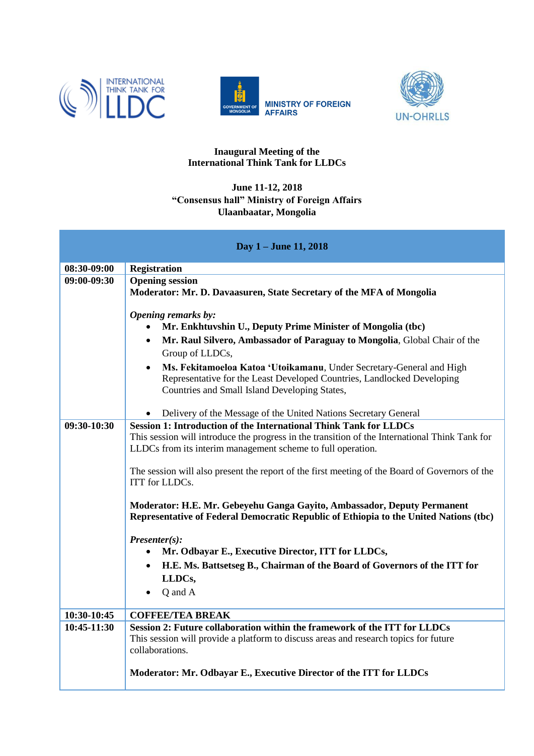INTERNATIONAL THINK TANK FOR LLDC

GOVERNMENT OF MONGOLIA — MINISTRY OF FOREIGN AFFAIRS

UN-OHRLLS

**Inaugural Meeting of the**
**International Think Tank for LLDCs**

**June 11-12, 2018**
**"Consensus hall" Ministry of Foreign Affairs**
**Ulaanbaatar, Mongolia**

| **Day 1 – June 11, 2018** | |
|---|---|
| **08:30-09:00** | **Registration** |
| **09:00-09:30** | **Opening session**<br>**Moderator: Mr. D. Davaasuren, State Secretary of the MFA of Mongolia**<br><br>***Opening remarks by:***<br>• **Mr. Enkhtuvshin U., Deputy Prime Minister of Mongolia (tbc)**<br>• **Mr. Raul Silvero, Ambassador of Paraguay to Mongolia**, Global Chair of the Group of LLDCs,<br>• **Ms. Fekitamoeloa Katoa 'Utoikamanu**, Under Secretary-General and High Representative for the Least Developed Countries, Landlocked Developing Countries and Small Island Developing States,<br><br>• Delivery of the Message of the United Nations Secretary General |
| **09:30-10:30** | **Session 1: Introduction of the International Think Tank for LLDCs**<br>This session will introduce the progress in the transition of the International Think Tank for LLDCs from its interim management scheme to full operation.<br><br>The session will also present the report of the first meeting of the Board of Governors of the ITT for LLDCs.<br><br>**Moderator: H.E. Mr. Gebeyehu Ganga Gayito, Ambassador, Deputy Permanent Representative of Federal Democratic Republic of Ethiopia to the United Nations (tbc)**<br><br>***Presenter(s):***<br>• **Mr. Odbayar E., Executive Director, ITT for LLDCs,**<br>• **H.E. Ms. Battsetseg B., Chairman of the Board of Governors of the ITT for LLDCs,**<br>• Q and A |
| **10:30-10:45** | **COFFEE/TEA BREAK** |
| **10:45-11:30** | **Session 2: Future collaboration within the framework of the ITT for LLDCs**<br>This session will provide a platform to discuss areas and research topics for future collaborations.<br><br>**Moderator: Mr. Odbayar E., Executive Director of the ITT for LLDCs** |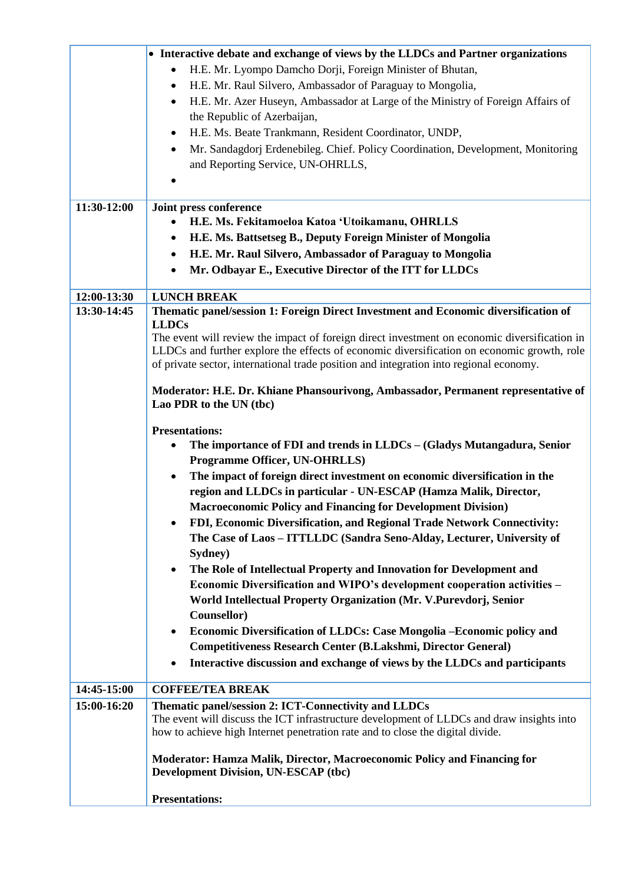| | |
|---|---|
| | • **Interactive debate and exchange of views by the LLDCs and Partner organizations**<br>• H.E. Mr. Lyompo Damcho Dorji, Foreign Minister of Bhutan,<br>• H.E. Mr. Raul Silvero, Ambassador of Paraguay to Mongolia,<br>• H.E. Mr. Azer Huseyn, Ambassador at Large of the Ministry of Foreign Affairs of the Republic of Azerbaijan,<br>• H.E. Ms. Beate Trankmann, Resident Coordinator, UNDP,<br>• Mr. Sandagdorj Erdenebileg. Chief. Policy Coordination, Development, Monitoring and Reporting Service, UN-OHRLLS,<br>• |
| **11:30-12:00** | **Joint press conference**<br>• **H.E. Ms. Fekitamoeloa Katoa 'Utoikamanu, OHRLLS**<br>• **H.E. Ms. Battsetseg B., Deputy Foreign Minister of Mongolia**<br>• **H.E. Mr. Raul Silvero, Ambassador of Paraguay to Mongolia**<br>• **Mr. Odbayar E., Executive Director of the ITT for LLDCs** |
| **12:00-13:30** | **LUNCH BREAK** |
| **13:30-14:45** | **Thematic panel/session 1: Foreign Direct Investment and Economic diversification of LLDCs**<br>The event will review the impact of foreign direct investment on economic diversification in LLDCs and further explore the effects of economic diversification on economic growth, role of private sector, international trade position and integration into regional economy.<br><br>**Moderator: H.E. Dr. Khiane Phansourivong, Ambassador, Permanent representative of Lao PDR to the UN (tbc)**<br><br>**Presentations:**<br>• **The importance of FDI and trends in LLDCs – (Gladys Mutangadura, Senior Programme Officer, UN-OHRLLS)**<br>• **The impact of foreign direct investment on economic diversification in the region and LLDCs in particular - UN-ESCAP (Hamza Malik, Director, Macroeconomic Policy and Financing for Development Division)**<br>• **FDI, Economic Diversification, and Regional Trade Network Connectivity: The Case of Laos – ITTLLDC (Sandra Seno-Alday, Lecturer, University of Sydney)**<br>• **The Role of Intellectual Property and Innovation for Development and Economic Diversification and WIPO's development cooperation activities – World Intellectual Property Organization (Mr. V.Purevdorj, Senior Counsellor)**<br>• **Economic Diversification of LLDCs: Case Mongolia –Economic policy and Competitiveness Research Center (B.Lakshmi, Director General)**<br>• **Interactive discussion and exchange of views by the LLDCs and participants** |
| **14:45-15:00** | **COFFEE/TEA BREAK** |
| **15:00-16:20** | **Thematic panel/session 2: ICT-Connectivity and LLDCs**<br>The event will discuss the ICT infrastructure development of LLDCs and draw insights into how to achieve high Internet penetration rate and to close the digital divide.<br><br>**Moderator: Hamza Malik, Director, Macroeconomic Policy and Financing for Development Division, UN-ESCAP (tbc)**<br><br>**Presentations:** |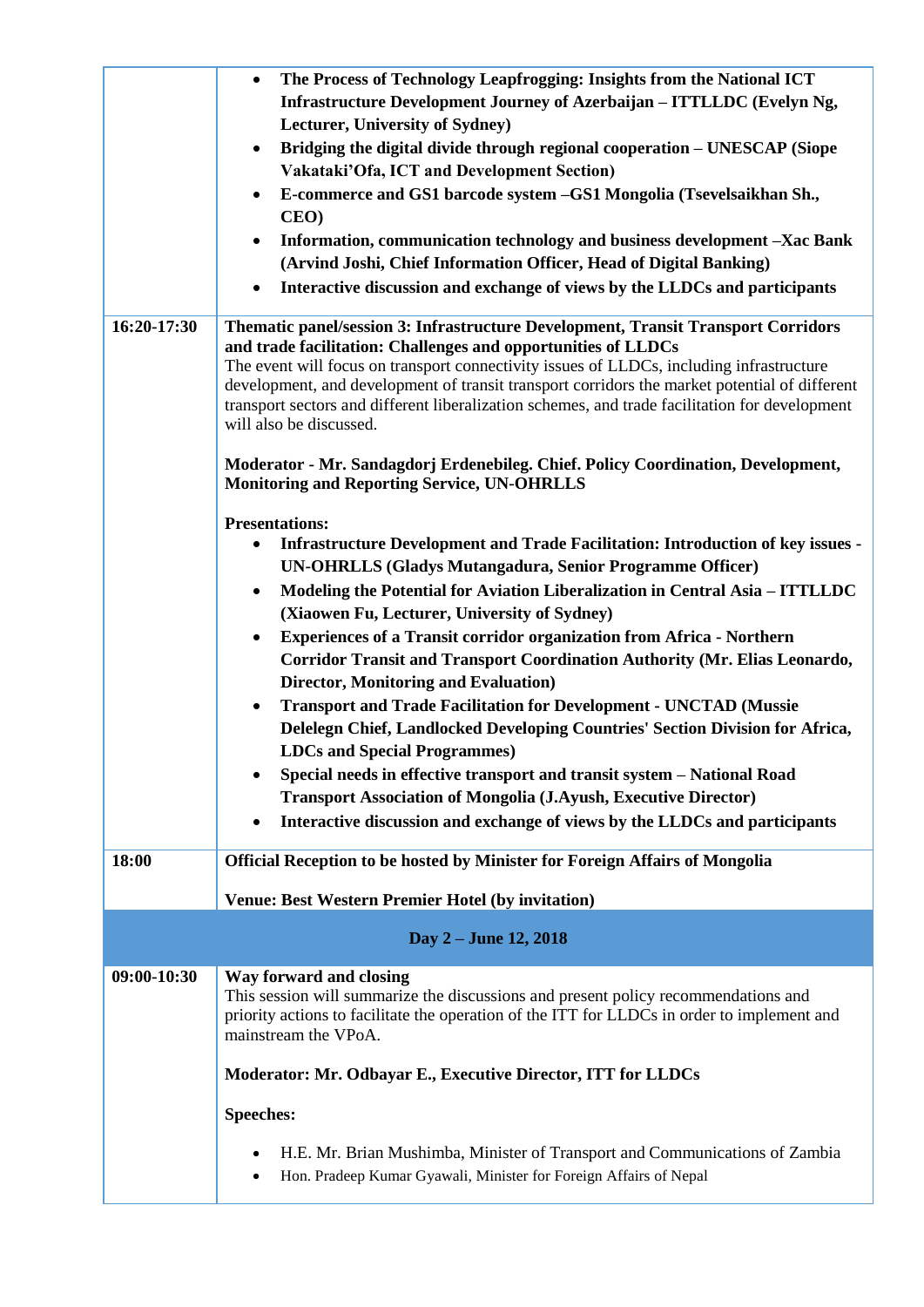| | |
|---|---|
| | • **The Process of Technology Leapfrogging: Insights from the National ICT Infrastructure Development Journey of Azerbaijan – ITTLLDC (Evelyn Ng, Lecturer, University of Sydney)**<br>• **Bridging the digital divide through regional cooperation – UNESCAP (Siope Vakataki'Ofa, ICT and Development Section)**<br>• **E-commerce and GS1 barcode system –GS1 Mongolia (Tsevelsaikhan Sh., CEO)**<br>• **Information, communication technology and business development –Xac Bank (Arvind Joshi, Chief Information Officer, Head of Digital Banking)**<br>• **Interactive discussion and exchange of views by the LLDCs and participants** |
| **16:20-17:30** | **Thematic panel/session 3: Infrastructure Development, Transit Transport Corridors and trade facilitation: Challenges and opportunities of LLDCs**<br>The event will focus on transport connectivity issues of LLDCs, including infrastructure development, and development of transit transport corridors the market potential of different transport sectors and different liberalization schemes, and trade facilitation for development will also be discussed.<br><br>**Moderator - Mr. Sandagdorj Erdenebileg. Chief. Policy Coordination, Development, Monitoring and Reporting Service, UN-OHRLLS**<br><br>**Presentations:**<br>• **Infrastructure Development and Trade Facilitation: Introduction of key issues - UN-OHRLLS (Gladys Mutangadura, Senior Programme Officer)**<br>• **Modeling the Potential for Aviation Liberalization in Central Asia – ITTLLDC (Xiaowen Fu, Lecturer, University of Sydney)**<br>• **Experiences of a Transit corridor organization from Africa - Northern Corridor Transit and Transport Coordination Authority (Mr. Elias Leonardo, Director, Monitoring and Evaluation)**<br>• **Transport and Trade Facilitation for Development - UNCTAD (Mussie Delelegn Chief, Landlocked Developing Countries' Section Division for Africa, LDCs and Special Programmes)**<br>• **Special needs in effective transport and transit system – National Road Transport Association of Mongolia (J.Ayush, Executive Director)**<br>• **Interactive discussion and exchange of views by the LLDCs and participants** |
| **18:00** | **Official Reception to be hosted by Minister for Foreign Affairs of Mongolia**<br><br>**Venue: Best Western Premier Hotel (by invitation)** |
| **Day 2 – June 12, 2018** | |
| **09:00-10:30** | **Way forward and closing**<br>This session will summarize the discussions and present policy recommendations and priority actions to facilitate the operation of the ITT for LLDCs in order to implement and mainstream the VPoA.<br><br>**Moderator: Mr. Odbayar E., Executive Director, ITT for LLDCs**<br><br>**Speeches:**<br>• H.E. Mr. Brian Mushimba, Minister of Transport and Communications of Zambia<br>• Hon. Pradeep Kumar Gyawali, Minister for Foreign Affairs of Nepal |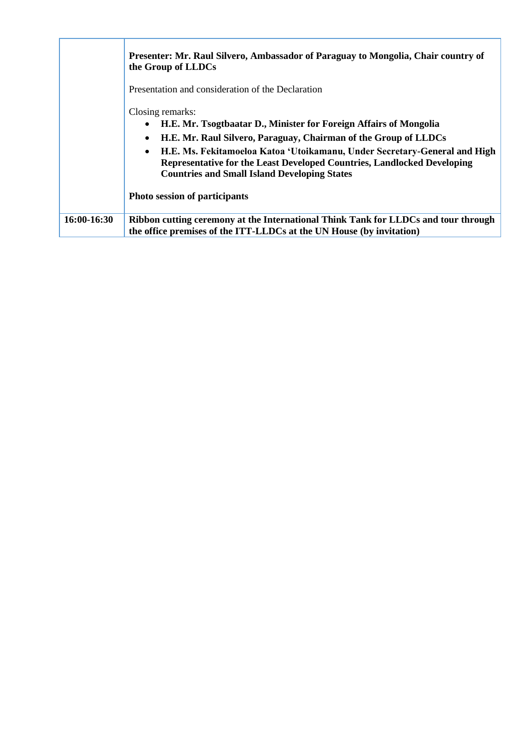| | |
|---|---|
| | **Presenter: Mr. Raul Silvero, Ambassador of Paraguay to Mongolia, Chair country of the Group of LLDCs**<br><br>Presentation and consideration of the Declaration<br><br>Closing remarks:<br>• **H.E. Mr. Tsogtbaatar D., Minister for Foreign Affairs of Mongolia**<br>• **H.E. Mr. Raul Silvero, Paraguay, Chairman of the Group of LLDCs**<br>• **H.E. Ms. Fekitamoeloa Katoa 'Utoikamanu, Under Secretary-General and High Representative for the Least Developed Countries, Landlocked Developing Countries and Small Island Developing States**<br><br>**Photo session of participants** |
| **16:00-16:30** | **Ribbon cutting ceremony at the International Think Tank for LLDCs and tour through the office premises of the ITT-LLDCs at the UN House (by invitation)** |